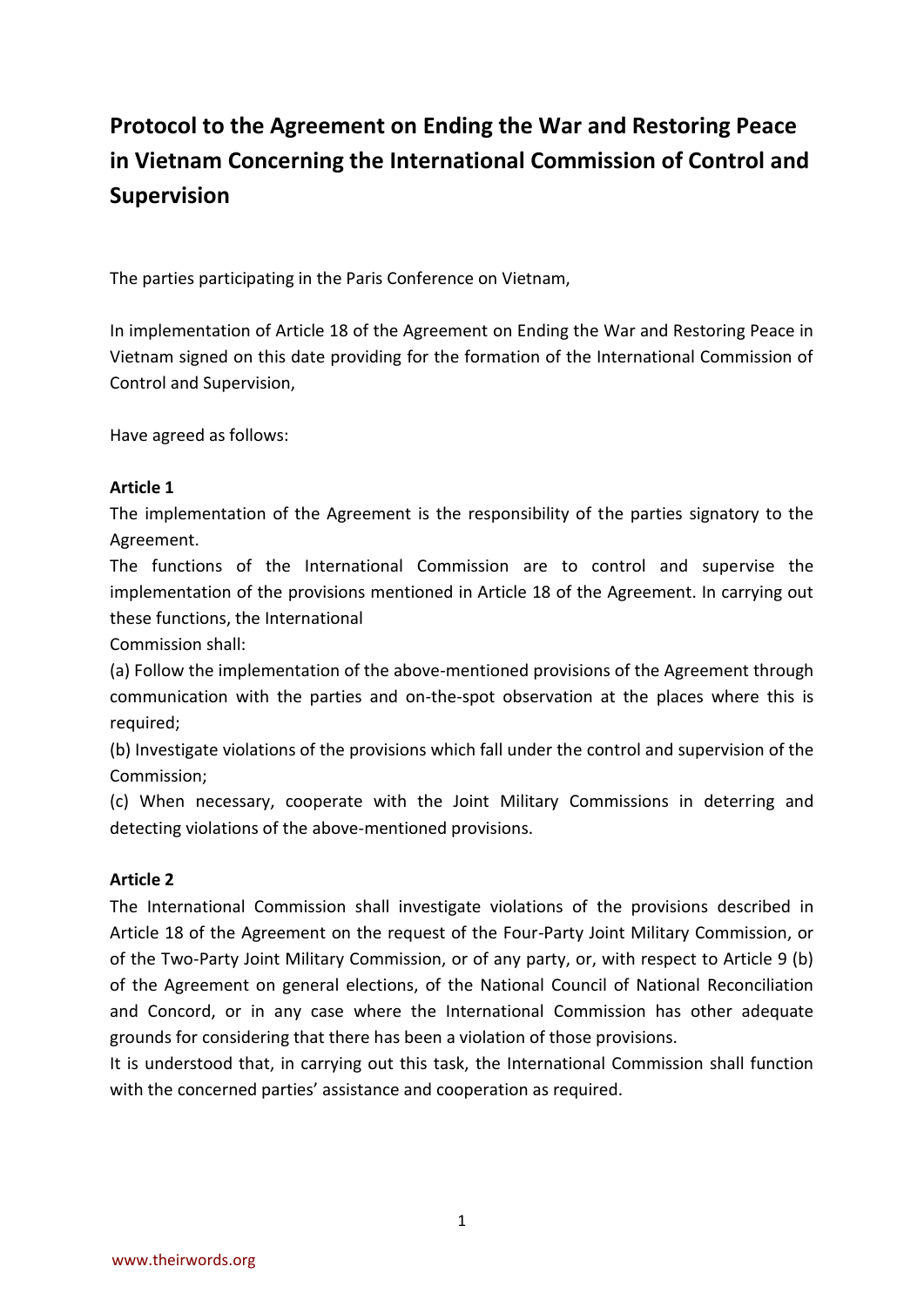# Protocol to the Agreement on Ending the War and Restoring Peace in Vietnam Concerning the International Commission of Control and Supervision

The parties participating in the Paris Conference on Vietnam,

In implementation of Article 18 of the Agreement on Ending the War and Restoring Peace in Vietnam signed on this date providing for the formation of the International Commission of Control and Supervision,

Have agreed as follows:

**Article 1**

The implementation of the Agreement is the responsibility of the parties signatory to the Agreement.

The functions of the International Commission are to control and supervise the implementation of the provisions mentioned in Article 18 of the Agreement. In carrying out these functions, the International Commission shall:

(a) Follow the implementation of the above-mentioned provisions of the Agreement through communication with the parties and on-the-spot observation at the places where this is required;

(b) Investigate violations of the provisions which fall under the control and supervision of the Commission;

(c) When necessary, cooperate with the Joint Military Commissions in deterring and detecting violations of the above-mentioned provisions.

**Article 2**

The International Commission shall investigate violations of the provisions described in Article 18 of the Agreement on the request of the Four-Party Joint Military Commission, or of the Two-Party Joint Military Commission, or of any party, or, with respect to Article 9 (b) of the Agreement on general elections, of the National Council of National Reconciliation and Concord, or in any case where the International Commission has other adequate grounds for considering that there has been a violation of those provisions.

It is understood that, in carrying out this task, the International Commission shall function with the concerned parties' assistance and cooperation as required.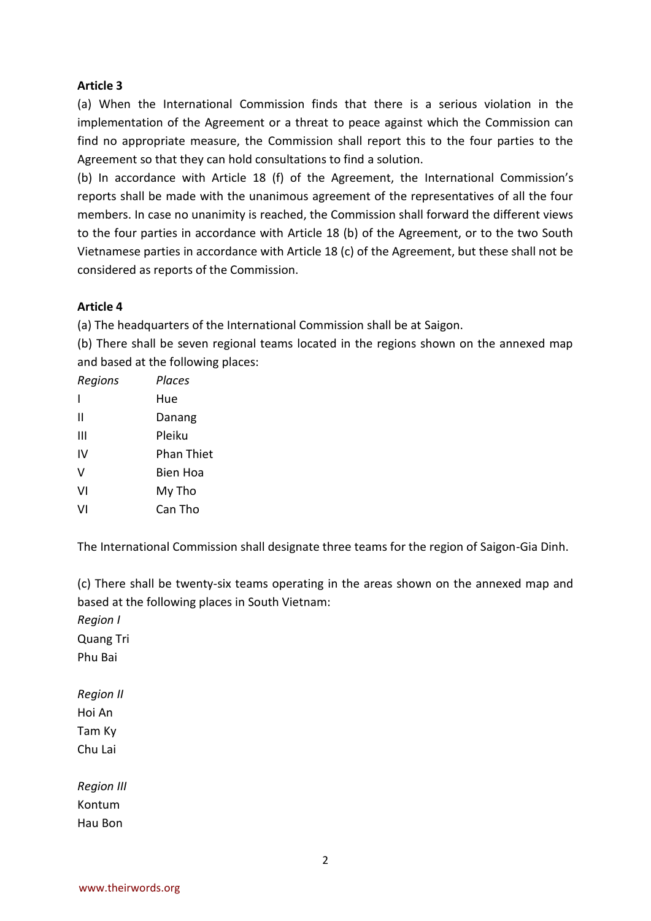**Article 3**

(a) When the International Commission finds that there is a serious violation in the implementation of the Agreement or a threat to peace against which the Commission can find no appropriate measure, the Commission shall report this to the four parties to the Agreement so that they can hold consultations to find a solution.

(b) In accordance with Article 18 (f) of the Agreement, the International Commission's reports shall be made with the unanimous agreement of the representatives of all the four members. In case no unanimity is reached, the Commission shall forward the different views to the four parties in accordance with Article 18 (b) of the Agreement, or to the two South Vietnamese parties in accordance with Article 18 (c) of the Agreement, but these shall not be considered as reports of the Commission.

**Article 4**

(a) The headquarters of the International Commission shall be at Saigon.

(b) There shall be seven regional teams located in the regions shown on the annexed map and based at the following places:

| *Regions* | *Places* |
|---|---|
| I | Hue |
| II | Danang |
| III | Pleiku |
| IV | Phan Thiet |
| V | Bien Hoa |
| VI | My Tho |
| VI | Can Tho |

The International Commission shall designate three teams for the region of Saigon-Gia Dinh.

(c) There shall be twenty-six teams operating in the areas shown on the annexed map and based at the following places in South Vietnam:

*Region I*
Quang Tri
Phu Bai

*Region II*
Hoi An
Tam Ky
Chu Lai

*Region III*
Kontum
Hau Bon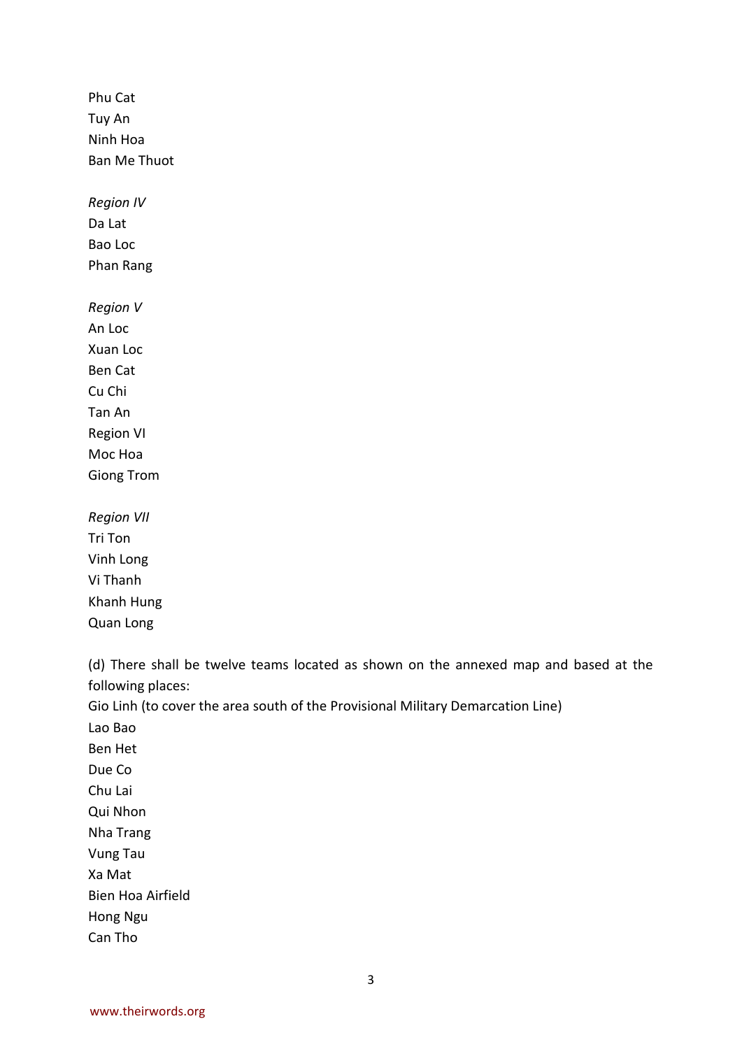Phu Cat
Tuy An
Ninh Hoa
Ban Me Thuot

*Region IV*
Da Lat
Bao Loc
Phan Rang

*Region V*
An Loc
Xuan Loc
Ben Cat
Cu Chi
Tan An
Region VI
Moc Hoa
Giong Trom

*Region VII*
Tri Ton
Vinh Long
Vi Thanh
Khanh Hung
Quan Long

(d) There shall be twelve teams located as shown on the annexed map and based at the following places:
Gio Linh (to cover the area south of the Provisional Military Demarcation Line)
Lao Bao
Ben Het
Due Co
Chu Lai
Qui Nhon
Nha Trang
Vung Tau
Xa Mat
Bien Hoa Airfield
Hong Ngu
Can Tho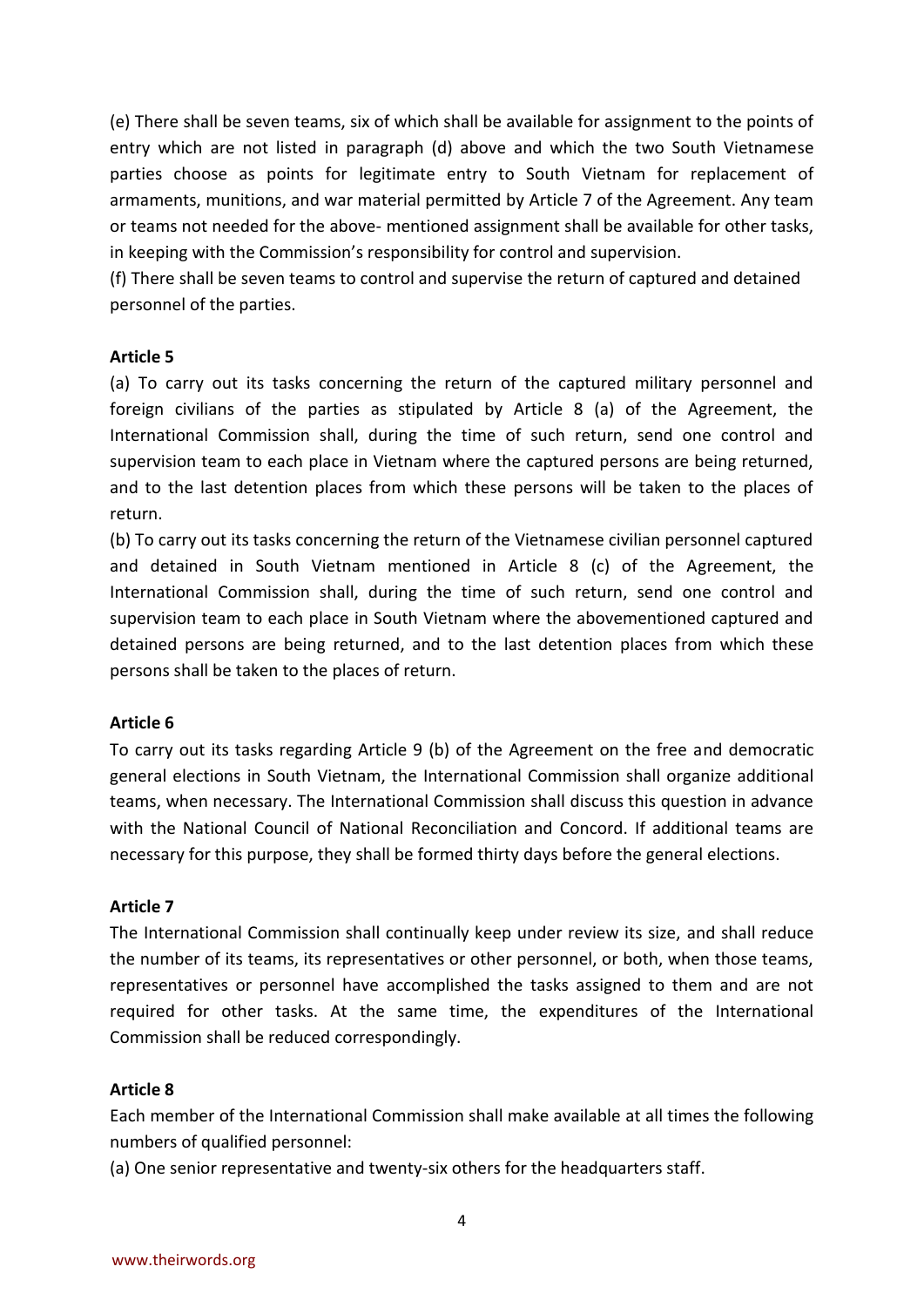(e) There shall be seven teams, six of which shall be available for assignment to the points of entry which are not listed in paragraph (d) above and which the two South Vietnamese parties choose as points for legitimate entry to South Vietnam for replacement of armaments, munitions, and war material permitted by Article 7 of the Agreement. Any team or teams not needed for the above- mentioned assignment shall be available for other tasks, in keeping with the Commission's responsibility for control and supervision.

(f) There shall be seven teams to control and supervise the return of captured and detained personnel of the parties.

**Article 5**

(a) To carry out its tasks concerning the return of the captured military personnel and foreign civilians of the parties as stipulated by Article 8 (a) of the Agreement, the International Commission shall, during the time of such return, send one control and supervision team to each place in Vietnam where the captured persons are being returned, and to the last detention places from which these persons will be taken to the places of return.

(b) To carry out its tasks concerning the return of the Vietnamese civilian personnel captured and detained in South Vietnam mentioned in Article 8 (c) of the Agreement, the International Commission shall, during the time of such return, send one control and supervision team to each place in South Vietnam where the abovementioned captured and detained persons are being returned, and to the last detention places from which these persons shall be taken to the places of return.

**Article 6**

To carry out its tasks regarding Article 9 (b) of the Agreement on the free and democratic general elections in South Vietnam, the International Commission shall organize additional teams, when necessary. The International Commission shall discuss this question in advance with the National Council of National Reconciliation and Concord. If additional teams are necessary for this purpose, they shall be formed thirty days before the general elections.

**Article 7**

The International Commission shall continually keep under review its size, and shall reduce the number of its teams, its representatives or other personnel, or both, when those teams, representatives or personnel have accomplished the tasks assigned to them and are not required for other tasks. At the same time, the expenditures of the International Commission shall be reduced correspondingly.

**Article 8**

Each member of the International Commission shall make available at all times the following numbers of qualified personnel:

(a) One senior representative and twenty-six others for the headquarters staff.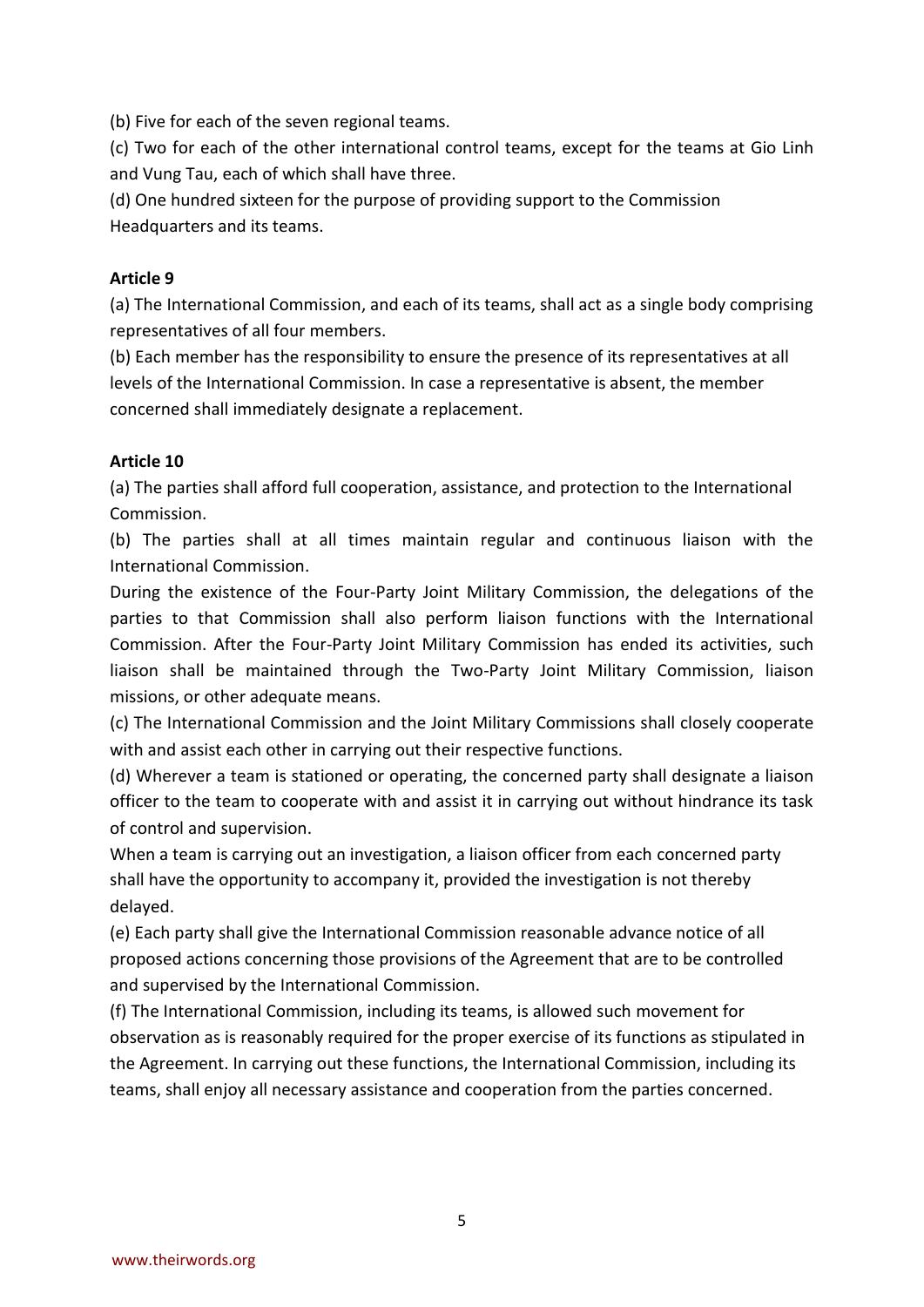(b) Five for each of the seven regional teams.

(c) Two for each of the other international control teams, except for the teams at Gio Linh and Vung Tau, each of which shall have three.

(d) One hundred sixteen for the purpose of providing support to the Commission Headquarters and its teams.

**Article 9**

(a) The International Commission, and each of its teams, shall act as a single body comprising representatives of all four members.

(b) Each member has the responsibility to ensure the presence of its representatives at all levels of the International Commission. In case a representative is absent, the member concerned shall immediately designate a replacement.

**Article 10**

(a) The parties shall afford full cooperation, assistance, and protection to the International Commission.

(b) The parties shall at all times maintain regular and continuous liaison with the International Commission.

During the existence of the Four-Party Joint Military Commission, the delegations of the parties to that Commission shall also perform liaison functions with the International Commission. After the Four-Party Joint Military Commission has ended its activities, such liaison shall be maintained through the Two-Party Joint Military Commission, liaison missions, or other adequate means.

(c) The International Commission and the Joint Military Commissions shall closely cooperate with and assist each other in carrying out their respective functions.

(d) Wherever a team is stationed or operating, the concerned party shall designate a liaison officer to the team to cooperate with and assist it in carrying out without hindrance its task of control and supervision.

When a team is carrying out an investigation, a liaison officer from each concerned party shall have the opportunity to accompany it, provided the investigation is not thereby delayed.

(e) Each party shall give the International Commission reasonable advance notice of all proposed actions concerning those provisions of the Agreement that are to be controlled and supervised by the International Commission.

(f) The International Commission, including its teams, is allowed such movement for observation as is reasonably required for the proper exercise of its functions as stipulated in the Agreement. In carrying out these functions, the International Commission, including its teams, shall enjoy all necessary assistance and cooperation from the parties concerned.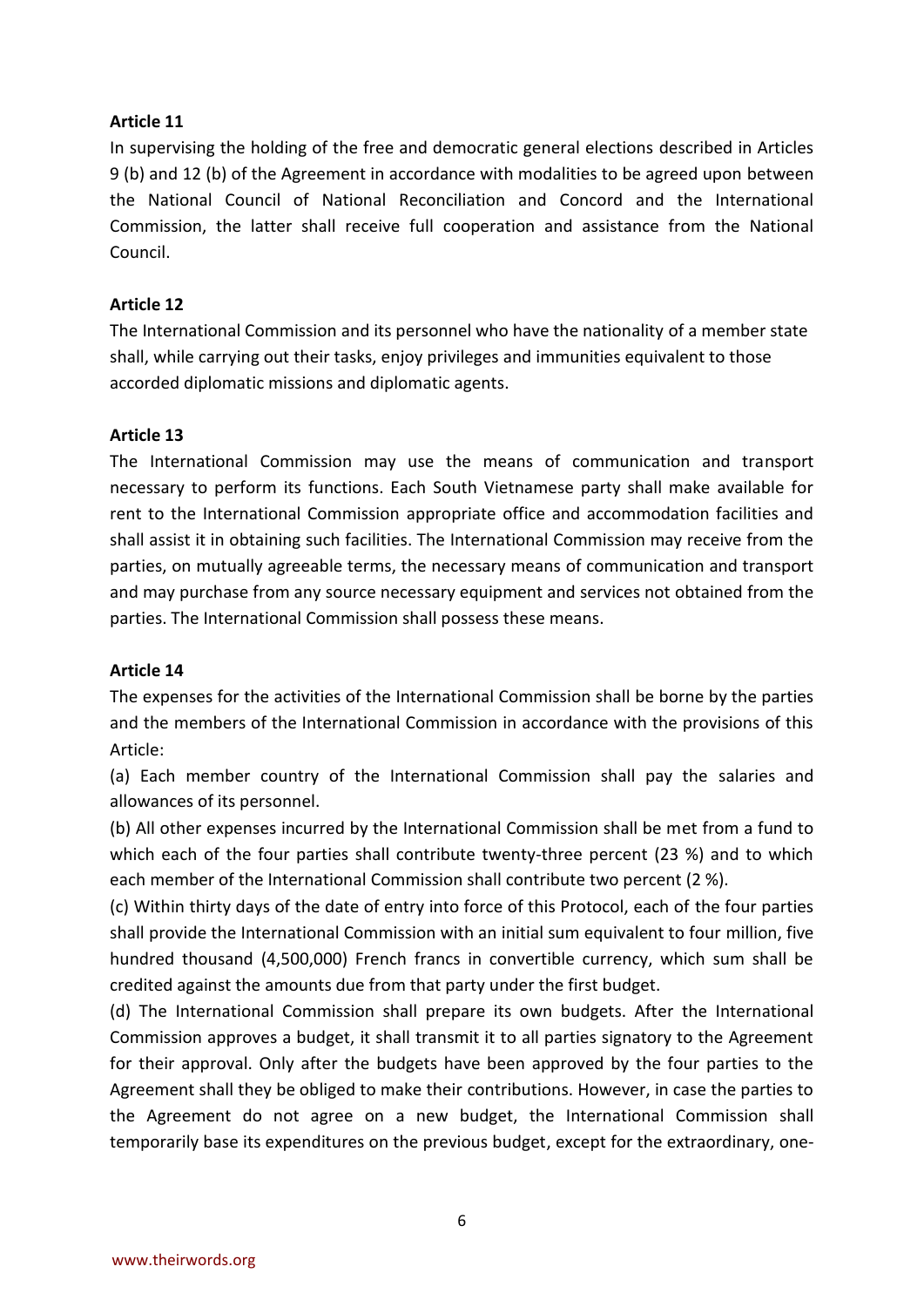**Article 11**

In supervising the holding of the free and democratic general elections described in Articles 9 (b) and 12 (b) of the Agreement in accordance with modalities to be agreed upon between the National Council of National Reconciliation and Concord and the International Commission, the latter shall receive full cooperation and assistance from the National Council.

**Article 12**

The International Commission and its personnel who have the nationality of a member state shall, while carrying out their tasks, enjoy privileges and immunities equivalent to those accorded diplomatic missions and diplomatic agents.

**Article 13**

The International Commission may use the means of communication and transport necessary to perform its functions. Each South Vietnamese party shall make available for rent to the International Commission appropriate office and accommodation facilities and shall assist it in obtaining such facilities. The International Commission may receive from the parties, on mutually agreeable terms, the necessary means of communication and transport and may purchase from any source necessary equipment and services not obtained from the parties. The International Commission shall possess these means.

**Article 14**

The expenses for the activities of the International Commission shall be borne by the parties and the members of the International Commission in accordance with the provisions of this Article:

(a) Each member country of the International Commission shall pay the salaries and allowances of its personnel.

(b) All other expenses incurred by the International Commission shall be met from a fund to which each of the four parties shall contribute twenty-three percent (23 %) and to which each member of the International Commission shall contribute two percent (2 %).

(c) Within thirty days of the date of entry into force of this Protocol, each of the four parties shall provide the International Commission with an initial sum equivalent to four million, five hundred thousand (4,500,000) French francs in convertible currency, which sum shall be credited against the amounts due from that party under the first budget.

(d) The International Commission shall prepare its own budgets. After the International Commission approves a budget, it shall transmit it to all parties signatory to the Agreement for their approval. Only after the budgets have been approved by the four parties to the Agreement shall they be obliged to make their contributions. However, in case the parties to the Agreement do not agree on a new budget, the International Commission shall temporarily base its expenditures on the previous budget, except for the extraordinary, one-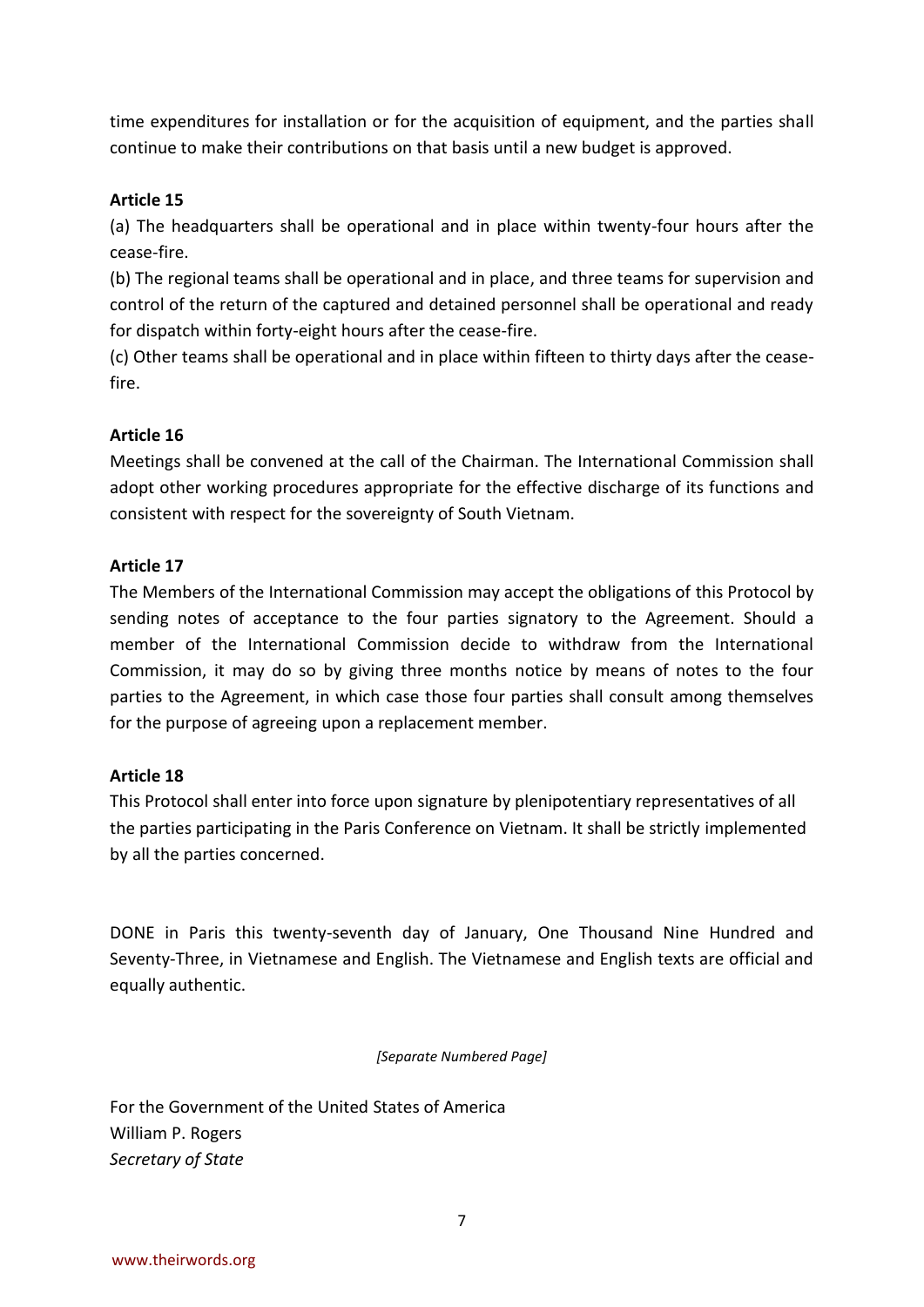time expenditures for installation or for the acquisition of equipment, and the parties shall continue to make their contributions on that basis until a new budget is approved.

**Article 15**

(a) The headquarters shall be operational and in place within twenty-four hours after the cease-fire.

(b) The regional teams shall be operational and in place, and three teams for supervision and control of the return of the captured and detained personnel shall be operational and ready for dispatch within forty-eight hours after the cease-fire.

(c) Other teams shall be operational and in place within fifteen to thirty days after the cease-fire.

**Article 16**

Meetings shall be convened at the call of the Chairman. The International Commission shall adopt other working procedures appropriate for the effective discharge of its functions and consistent with respect for the sovereignty of South Vietnam.

**Article 17**

The Members of the International Commission may accept the obligations of this Protocol by sending notes of acceptance to the four parties signatory to the Agreement. Should a member of the International Commission decide to withdraw from the International Commission, it may do so by giving three months notice by means of notes to the four parties to the Agreement, in which case those four parties shall consult among themselves for the purpose of agreeing upon a replacement member.

**Article 18**

This Protocol shall enter into force upon signature by plenipotentiary representatives of all the parties participating in the Paris Conference on Vietnam. It shall be strictly implemented by all the parties concerned.

DONE in Paris this twenty-seventh day of January, One Thousand Nine Hundred and Seventy-Three, in Vietnamese and English. The Vietnamese and English texts are official and equally authentic.

*[Separate Numbered Page]*

For the Government of the United States of America
William P. Rogers
*Secretary of State*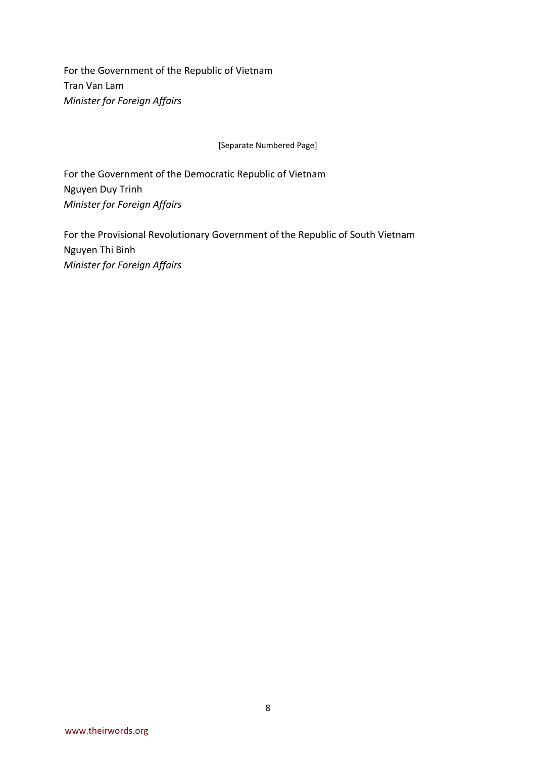For the Government of the Republic of Vietnam
Tran Van Lam
*Minister for Foreign Affairs*

[Separate Numbered Page]

For the Government of the Democratic Republic of Vietnam
Nguyen Duy Trinh
*Minister for Foreign Affairs*

For the Provisional Revolutionary Government of the Republic of South Vietnam
Nguyen Thi Binh
*Minister for Foreign Affairs*